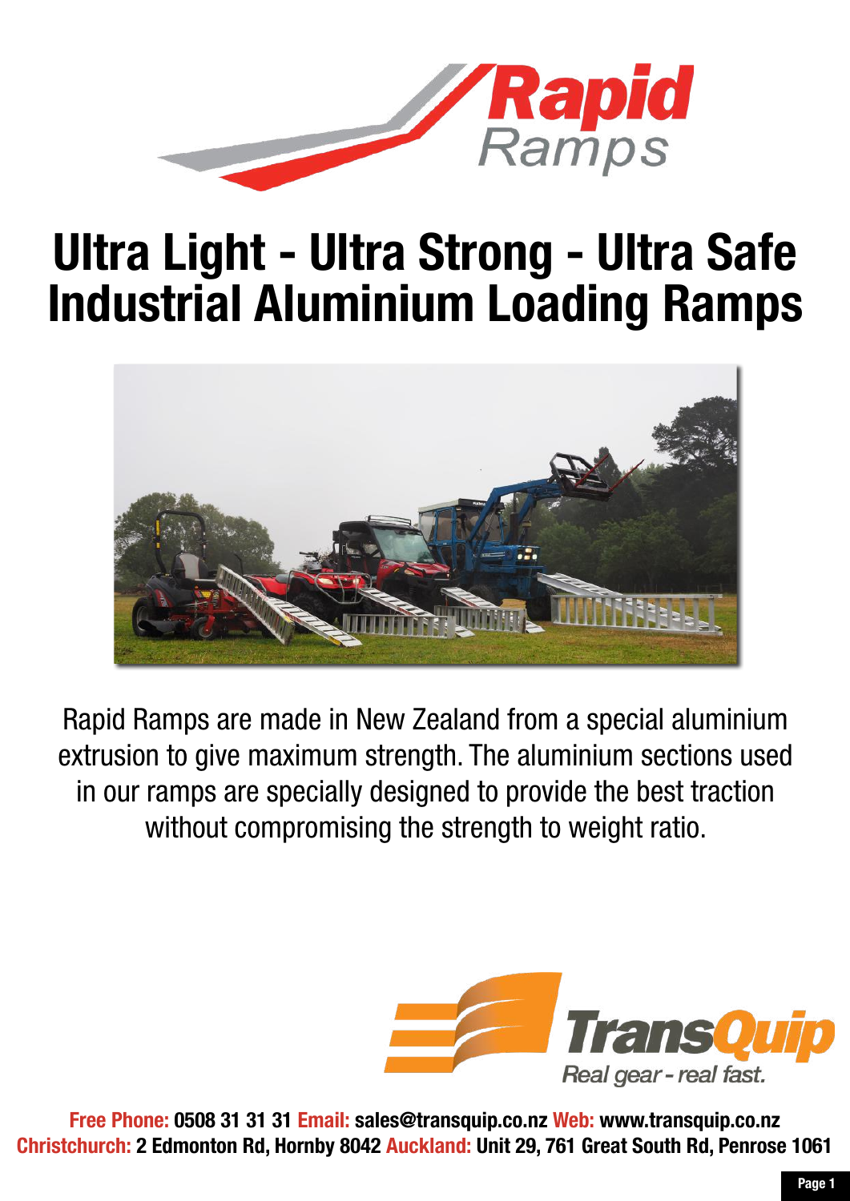# Rapid Ramps

# Ultra Light - Ultra Strong - Ultra Safe Industrial Aluminium Loading Ramps

Rapid Ramps are made in New Zealand from a special aluminium extrusion to give maximum strength. The aluminium sections used in our ramps are specially designed to provide the best traction without compromising the strength to weight ratio.

**TransQuip**

*Real gear - real fast.*

**Free Phone:** 0508 31 31 31 **Email:** sales@transquip.co.nz **Web:** www.transquip.co.nz
**Christchurch:** 2 Edmonton Rd, Hornby 8042 **Auckland:** Unit 29, 761 Great South Rd, Penrose 1061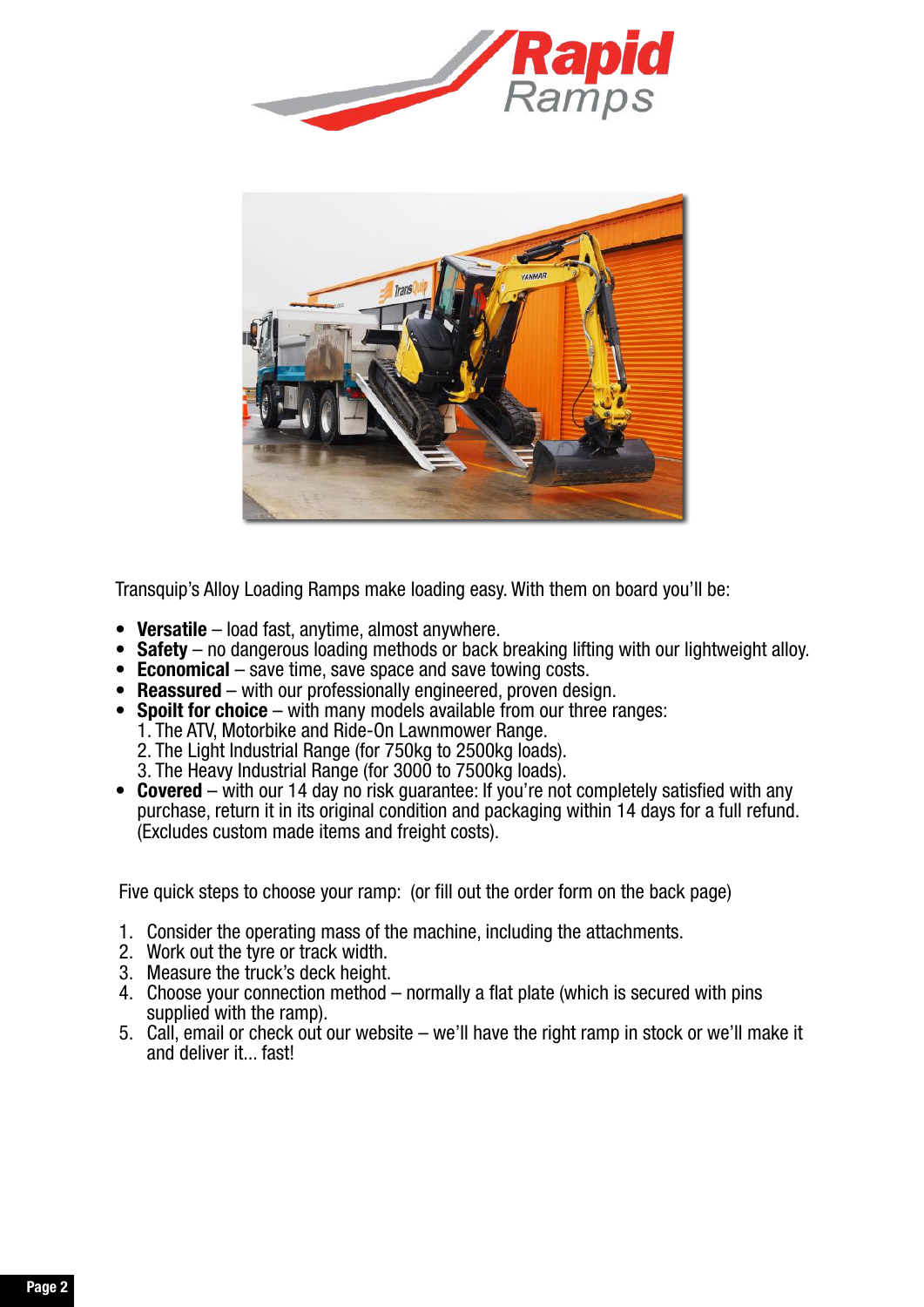Transquip's Alloy Loading Ramps make loading easy. With them on board you'll be:

- **Versatile** – load fast, anytime, almost anywhere.
- **Safety** – no dangerous loading methods or back breaking lifting with our lightweight alloy.
- **Economical** – save time, save space and save towing costs.
- **Reassured** – with our professionally engineered, proven design.
- **Spoilt for choice** – with many models available from our three ranges:
  1. The ATV, Motorbike and Ride-On Lawnmower Range.
  2. The Light Industrial Range (for 750kg to 2500kg loads).
  3. The Heavy Industrial Range (for 3000 to 7500kg loads).
- **Covered** – with our 14 day no risk guarantee: If you're not completely satisfied with any purchase, return it in its original condition and packaging within 14 days for a full refund. (Excludes custom made items and freight costs).

Five quick steps to choose your ramp: (or fill out the order form on the back page)

1. Consider the operating mass of the machine, including the attachments.
2. Work out the tyre or track width.
3. Measure the truck's deck height.
4. Choose your connection method – normally a flat plate (which is secured with pins supplied with the ramp).
5. Call, email or check out our website – we'll have the right ramp in stock or we'll make it and deliver it... fast!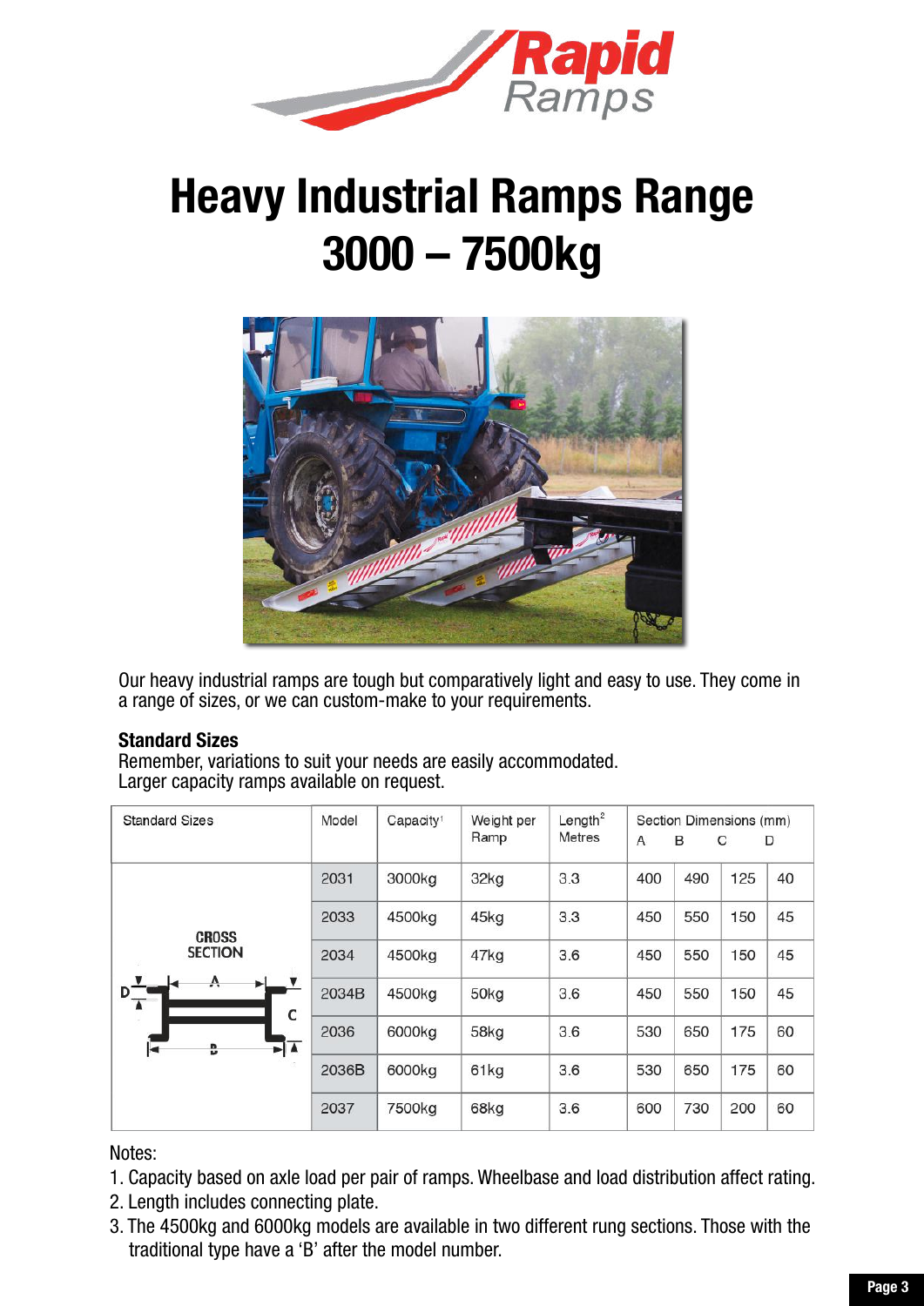# Heavy Industrial Ramps Range 3000 – 7500kg

Our heavy industrial ramps are tough but comparatively light and easy to use. They come in a range of sizes, or we can custom-make to your requirements.

**Standard Sizes**
Remember, variations to suit your needs are easily accommodated.
Larger capacity ramps available on request.

| Standard Sizes | Model | Capacity[1] | Weight per Ramp | Length[2] Metres | Section Dimensions (mm) A | B | C | D |
|---|---|---|---|---|---|---|---|---|
| CROSS SECTION | 2031 | 3000kg | 32kg | 3.3 | 400 | 490 | 125 | 40 |
| | 2033 | 4500kg | 45kg | 3.3 | 450 | 550 | 150 | 45 |
| | 2034 | 4500kg | 47kg | 3.6 | 450 | 550 | 150 | 45 |
| | 2034B | 4500kg | 50kg | 3.6 | 450 | 550 | 150 | 45 |
| | 2036 | 6000kg | 58kg | 3.6 | 530 | 650 | 175 | 60 |
| | 2036B | 6000kg | 61kg | 3.6 | 530 | 650 | 175 | 60 |
| | 2037 | 7500kg | 68kg | 3.6 | 600 | 730 | 200 | 60 |

Notes:

1. Capacity based on axle load per pair of ramps. Wheelbase and load distribution affect rating.
2. Length includes connecting plate.
3. The 4500kg and 6000kg models are available in two different rung sections. Those with the traditional type have a 'B' after the model number.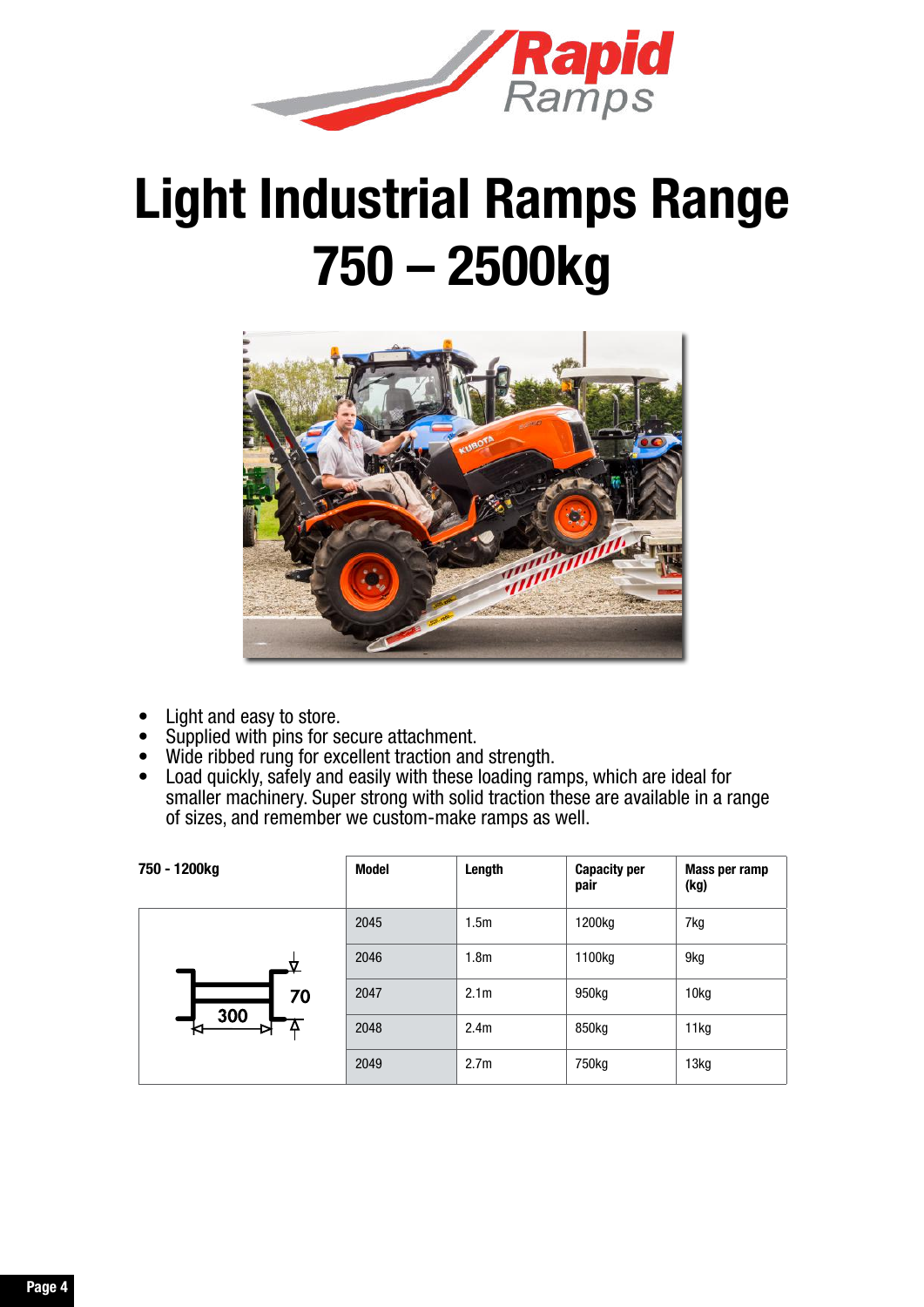# Light Industrial Ramps Range 750 – 2500kg

- Light and easy to store.
- Supplied with pins for secure attachment.
- Wide ribbed rung for excellent traction and strength.
- Load quickly, safely and easily with these loading ramps, which are ideal for smaller machinery. Super strong with solid traction these are available in a range of sizes, and remember we custom-make ramps as well.

| 750 - 1200kg | Model | Length | Capacity per pair | Mass per ramp (kg) |
|---|---|---|---|---|
| 300 / 70 | 2045 | 1.5m | 1200kg | 7kg |
| | 2046 | 1.8m | 1100kg | 9kg |
| | 2047 | 2.1m | 950kg | 10kg |
| | 2048 | 2.4m | 850kg | 11kg |
| | 2049 | 2.7m | 750kg | 13kg |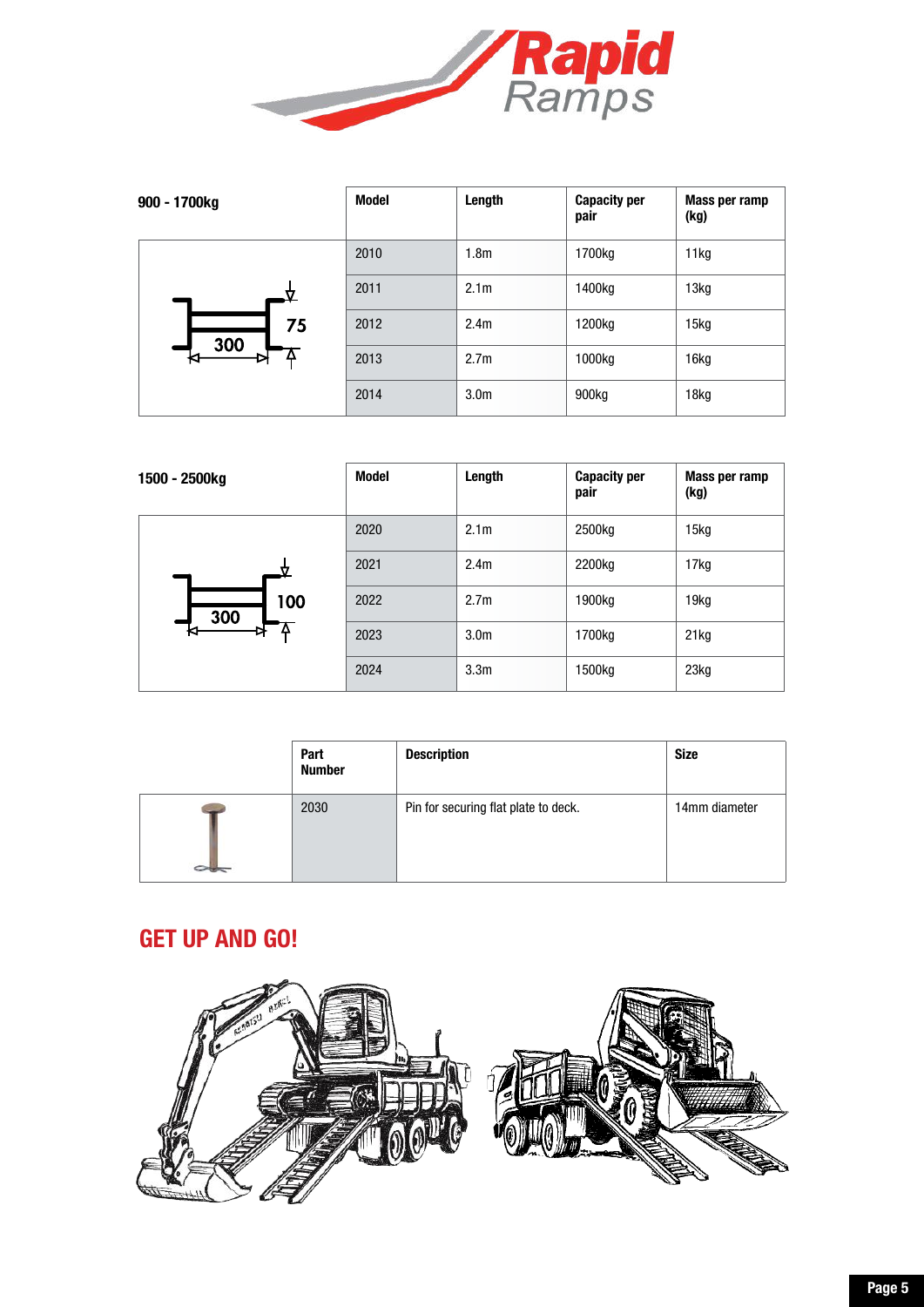| 900 - 1700kg | Model | Length | Capacity per pair | Mass per ramp (kg) |
|---|---|---|---|---|
| 300 / 75 | 2010 | 1.8m | 1700kg | 11kg |
| | 2011 | 2.1m | 1400kg | 13kg |
| | 2012 | 2.4m | 1200kg | 15kg |
| | 2013 | 2.7m | 1000kg | 16kg |
| | 2014 | 3.0m | 900kg | 18kg |

| 1500 - 2500kg | Model | Length | Capacity per pair | Mass per ramp (kg) |
|---|---|---|---|---|
| 300 / 100 | 2020 | 2.1m | 2500kg | 15kg |
| | 2021 | 2.4m | 2200kg | 17kg |
| | 2022 | 2.7m | 1900kg | 19kg |
| | 2023 | 3.0m | 1700kg | 21kg |
| | 2024 | 3.3m | 1500kg | 23kg |

| | Part Number | Description | Size |
|---|---|---|---|
| | 2030 | Pin for securing flat plate to deck. | 14mm diameter |

## GET UP AND GO!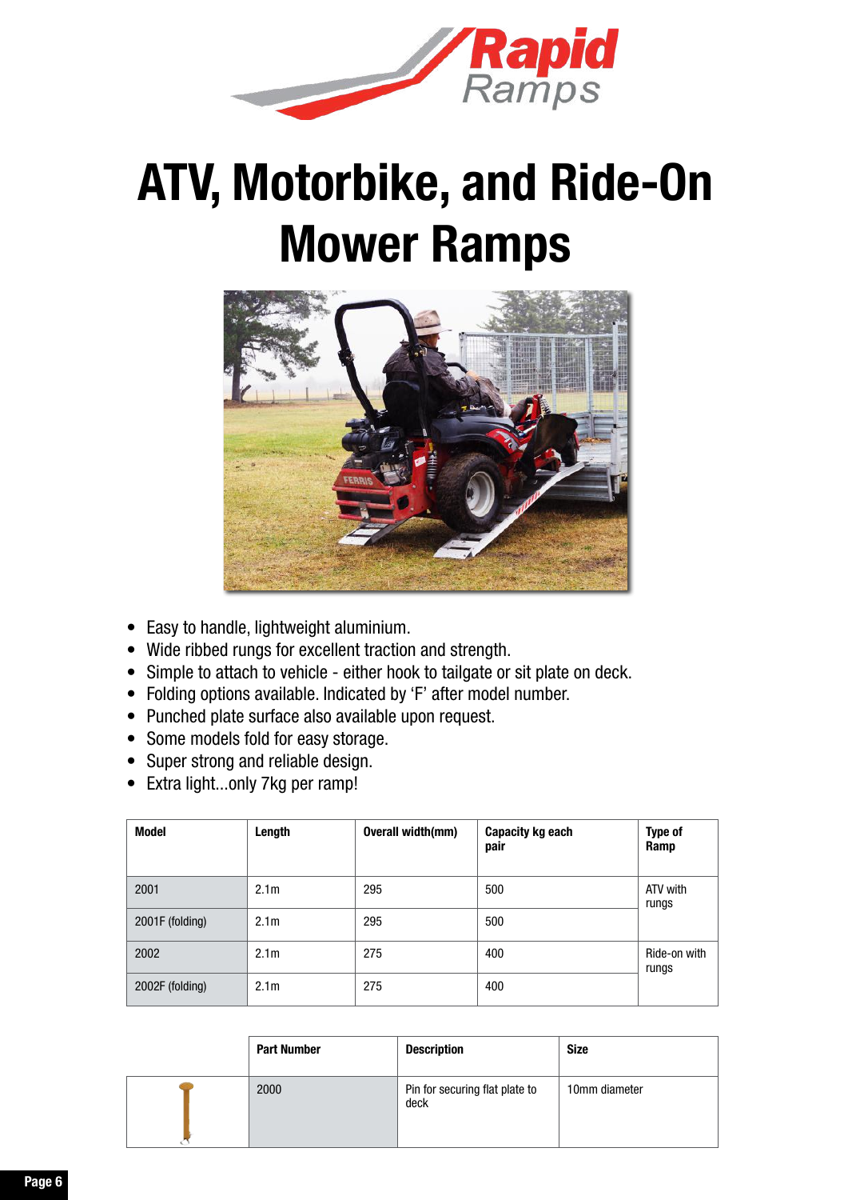# ATV, Motorbike, and Ride-On Mower Ramps

- Easy to handle, lightweight aluminium.
- Wide ribbed rungs for excellent traction and strength.
- Simple to attach to vehicle - either hook to tailgate or sit plate on deck.
- Folding options available. Indicated by 'F' after model number.
- Punched plate surface also available upon request.
- Some models fold for easy storage.
- Super strong and reliable design.
- Extra light...only 7kg per ramp!

| Model | Length | Overall width(mm) | Capacity kg each pair | Type of Ramp |
|---|---|---|---|---|
| 2001 | 2.1m | 295 | 500 | ATV with rungs |
| 2001F (folding) | 2.1m | 295 | 500 | |
| 2002 | 2.1m | 275 | 400 | Ride-on with rungs |
| 2002F (folding) | 2.1m | 275 | 400 | |

| | Part Number | Description | Size |
|---|---|---|---|
| | 2000 | Pin for securing flat plate to deck | 10mm diameter |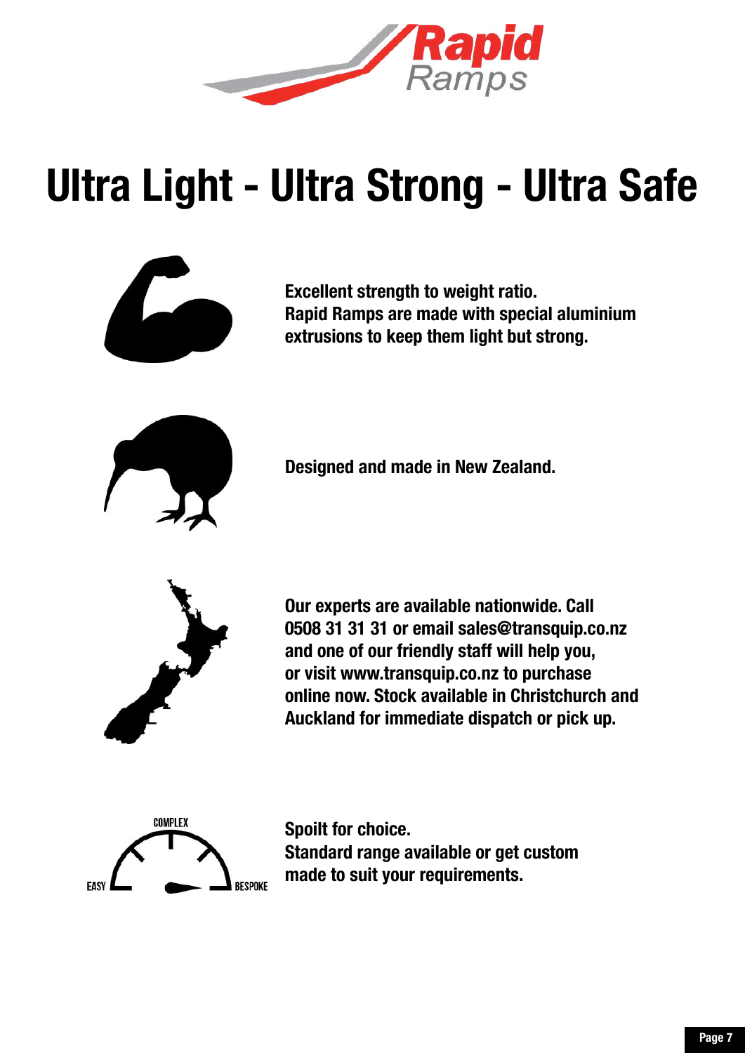# Ultra Light - Ultra Strong - Ultra Safe

**Excellent strength to weight ratio.**
**Rapid Ramps are made with special aluminium extrusions to keep them light but strong.**

**Designed and made in New Zealand.**

**Our experts are available nationwide. Call 0508 31 31 31 or email sales@transquip.co.nz and one of our friendly staff will help you, or visit www.transquip.co.nz to purchase online now. Stock available in Christchurch and Auckland for immediate dispatch or pick up.**

**Spoilt for choice.**
**Standard range available or get custom made to suit your requirements.**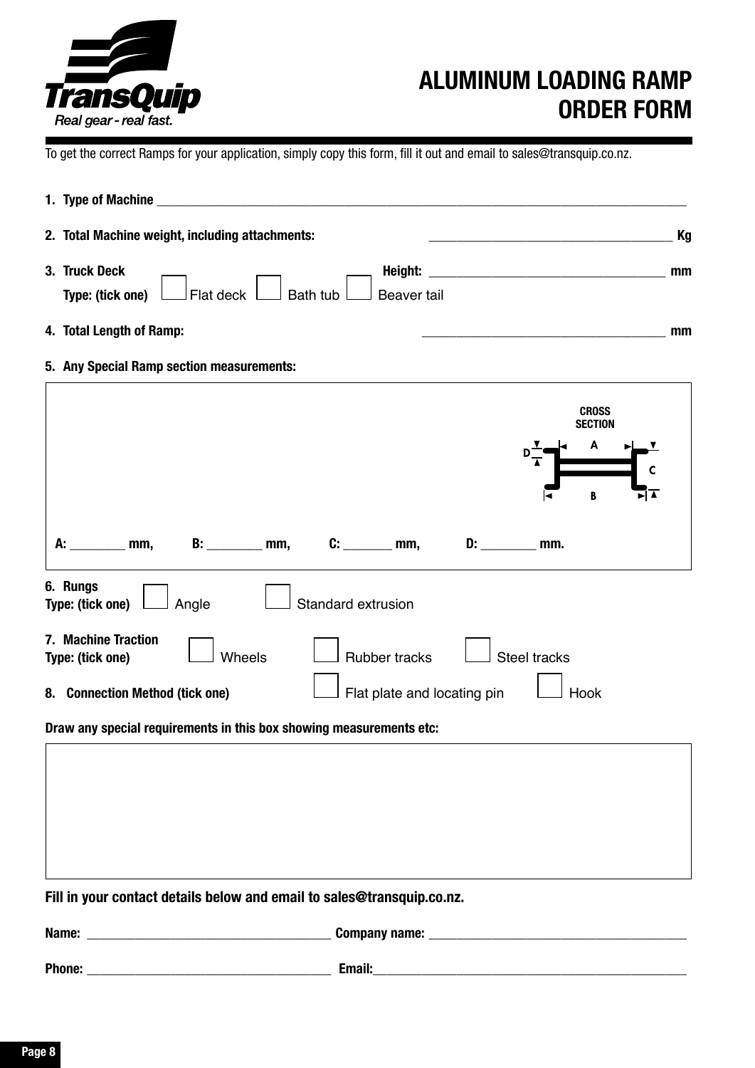TransQuip

*Real gear - real fast.*

# ALUMINUM LOADING RAMP ORDER FORM

To get the correct Ramps for your application, simply copy this form, fill it out and email to sales@transquip.co.nz.

**1. Type of Machine** ______________________________________________

**2. Total Machine weight, including attachments:** ______________________ **Kg**

**3. Truck Deck** **Height:** ______________________ **mm**

**Type: (tick one)** ☐ Flat deck ☐ Bath tub ☐ Beaver tail

**4. Total Length of Ramp:** ______________________ **mm**

**5. Any Special Ramp section measurements:**

CROSS SECTION

A B C D

**A:** ________ **mm,** **B:** ________ **mm,** **C:** _______ **mm,** **D:** ________ **mm.**

**6. Rungs**
**Type: (tick one)** ☐ Angle ☐ Standard extrusion

**7. Machine Traction**
**Type: (tick one)** ☐ Wheels ☐ Rubber tracks ☐ Steel tracks

**8. Connection Method (tick one)** ☐ Flat plate and locating pin ☐ Hook

**Draw any special requirements in this box showing measurements etc:**

**Fill in your contact details below and email to sales@transquip.co.nz.**

**Name:** ______________________ **Company name:** ______________________

**Phone:** ______________________ **Email:** ______________________